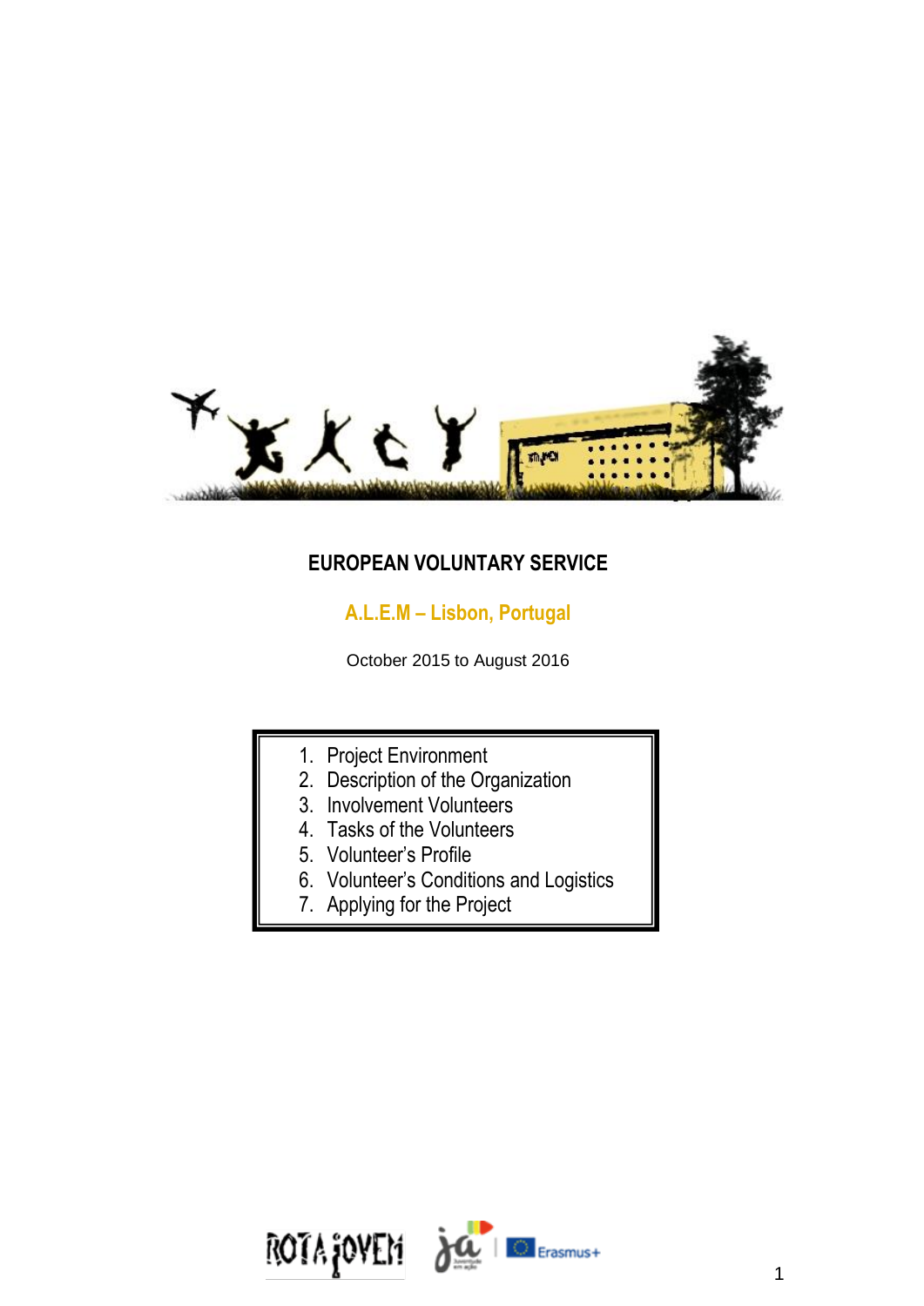# EUROPEAN VOLUNTARY SERVICE

## A.L.E.M – Lisbon, Portugal

October 2015 to August 2016

1. Project Environment
2. Description of the Organization
3. Involvement Volunteers
4. Tasks of the Volunteers
5. Volunteer's Profile
6. Volunteer's Conditions and Logistics
7. Applying for the Project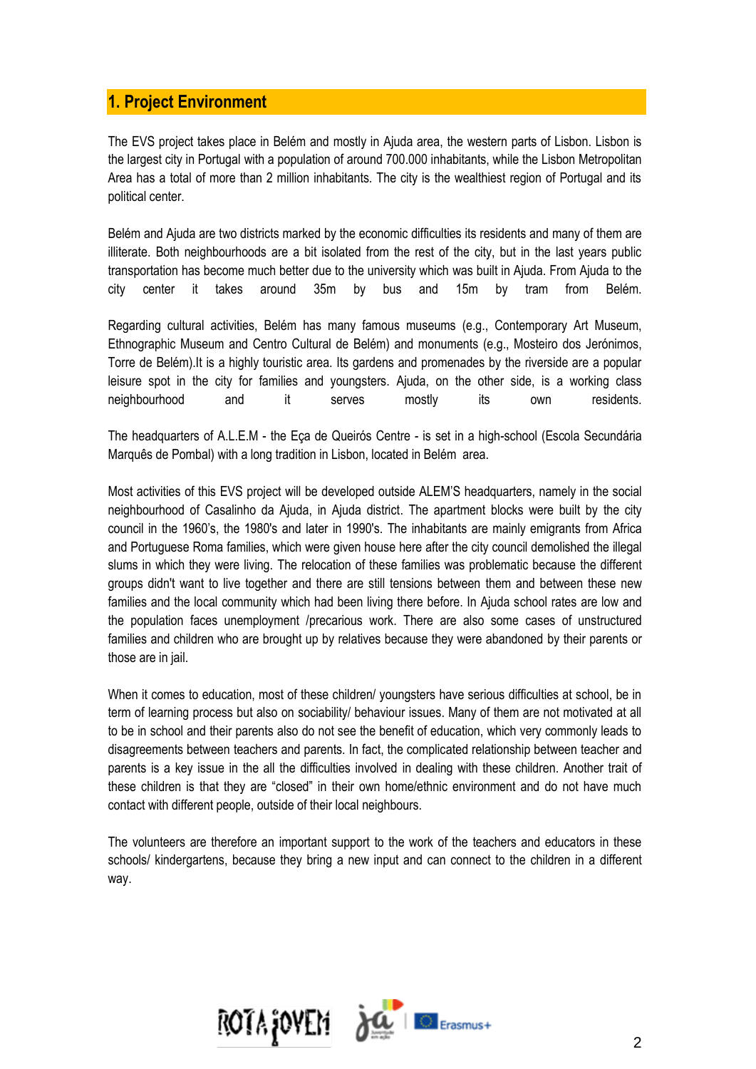## 1. Project Environment

The EVS project takes place in Belém and mostly in Ajuda area, the western parts of Lisbon. Lisbon is the largest city in Portugal with a population of around 700.000 inhabitants, while the Lisbon Metropolitan Area has a total of more than 2 million inhabitants. The city is the wealthiest region of Portugal and its political center.

Belém and Ajuda are two districts marked by the economic difficulties its residents and many of them are illiterate. Both neighbourhoods are a bit isolated from the rest of the city, but in the last years public transportation has become much better due to the university which was built in Ajuda. From Ajuda to the city center it takes around 35m by bus and 15m by tram from Belém.

Regarding cultural activities, Belém has many famous museums (e.g., Contemporary Art Museum, Ethnographic Museum and Centro Cultural de Belém) and monuments (e.g., Mosteiro dos Jerónimos, Torre de Belém).It is a highly touristic area. Its gardens and promenades by the riverside are a popular leisure spot in the city for families and youngsters. Ajuda, on the other side, is a working class neighbourhood and it serves mostly its own residents.

The headquarters of A.L.E.M - the Eça de Queirós Centre - is set in a high-school (Escola Secundária Marquês de Pombal) with a long tradition in Lisbon, located in Belém area.

Most activities of this EVS project will be developed outside ALEM'S headquarters, namely in the social neighbourhood of Casalinho da Ajuda, in Ajuda district. The apartment blocks were built by the city council in the 1960's, the 1980's and later in 1990's. The inhabitants are mainly emigrants from Africa and Portuguese Roma families, which were given house here after the city council demolished the illegal slums in which they were living. The relocation of these families was problematic because the different groups didn't want to live together and there are still tensions between them and between these new families and the local community which had been living there before. In Ajuda school rates are low and the population faces unemployment /precarious work. There are also some cases of unstructured families and children who are brought up by relatives because they were abandoned by their parents or those are in jail.

When it comes to education, most of these children/ youngsters have serious difficulties at school, be in term of learning process but also on sociability/ behaviour issues. Many of them are not motivated at all to be in school and their parents also do not see the benefit of education, which very commonly leads to disagreements between teachers and parents. In fact, the complicated relationship between teacher and parents is a key issue in the all the difficulties involved in dealing with these children. Another trait of these children is that they are "closed" in their own home/ethnic environment and do not have much contact with different people, outside of their local neighbours.

The volunteers are therefore an important support to the work of the teachers and educators in these schools/ kindergartens, because they bring a new input and can connect to the children in a different way.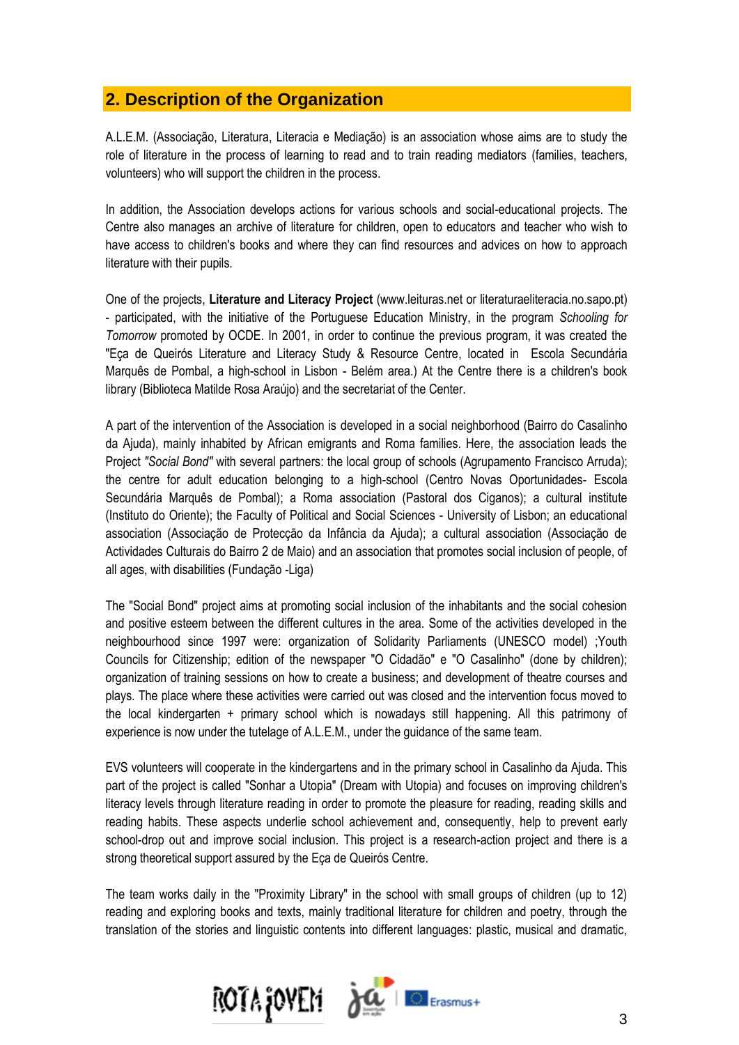## 2. Description of the Organization

A.L.E.M. (Associação, Literatura, Literacia e Mediação) is an association whose aims are to study the role of literature in the process of learning to read and to train reading mediators (families, teachers, volunteers) who will support the children in the process.

In addition, the Association develops actions for various schools and social-educational projects. The Centre also manages an archive of literature for children, open to educators and teacher who wish to have access to children's books and where they can find resources and advices on how to approach literature with their pupils.

One of the projects, **Literature and Literacy Project** (www.leituras.net or literaturaeliteracia.no.sapo.pt) - participated, with the initiative of the Portuguese Education Ministry, in the program *Schooling for Tomorrow* promoted by OCDE. In 2001, in order to continue the previous program, it was created the "Eça de Queirós Literature and Literacy Study & Resource Centre, located in Escola Secundária Marquês de Pombal, a high-school in Lisbon - Belém area.) At the Centre there is a children's book library (Biblioteca Matilde Rosa Araújo) and the secretariat of the Center.

A part of the intervention of the Association is developed in a social neighborhood (Bairro do Casalinho da Ajuda), mainly inhabited by African emigrants and Roma families. Here, the association leads the Project *"Social Bond"* with several partners: the local group of schools (Agrupamento Francisco Arruda); the centre for adult education belonging to a high-school (Centro Novas Oportunidades- Escola Secundária Marquês de Pombal); a Roma association (Pastoral dos Ciganos); a cultural institute (Instituto do Oriente); the Faculty of Political and Social Sciences - University of Lisbon; an educational association (Associação de Protecção da Infância da Ajuda); a cultural association (Associação de Actividades Culturais do Bairro 2 de Maio) and an association that promotes social inclusion of people, of all ages, with disabilities (Fundação -Liga)

The "Social Bond" project aims at promoting social inclusion of the inhabitants and the social cohesion and positive esteem between the different cultures in the area. Some of the activities developed in the neighbourhood since 1997 were: organization of Solidarity Parliaments (UNESCO model) ;Youth Councils for Citizenship; edition of the newspaper "O Cidadão" e "O Casalinho" (done by children); organization of training sessions on how to create a business; and development of theatre courses and plays. The place where these activities were carried out was closed and the intervention focus moved to the local kindergarten + primary school which is nowadays still happening. All this patrimony of experience is now under the tutelage of A.L.E.M., under the guidance of the same team.

EVS volunteers will cooperate in the kindergartens and in the primary school in Casalinho da Ajuda. This part of the project is called "Sonhar a Utopia" (Dream with Utopia) and focuses on improving children's literacy levels through literature reading in order to promote the pleasure for reading, reading skills and reading habits. These aspects underlie school achievement and, consequently, help to prevent early school-drop out and improve social inclusion. This project is a research-action project and there is a strong theoretical support assured by the Eça de Queirós Centre.

The team works daily in the "Proximity Library" in the school with small groups of children (up to 12) reading and exploring books and texts, mainly traditional literature for children and poetry, through the translation of the stories and linguistic contents into different languages: plastic, musical and dramatic,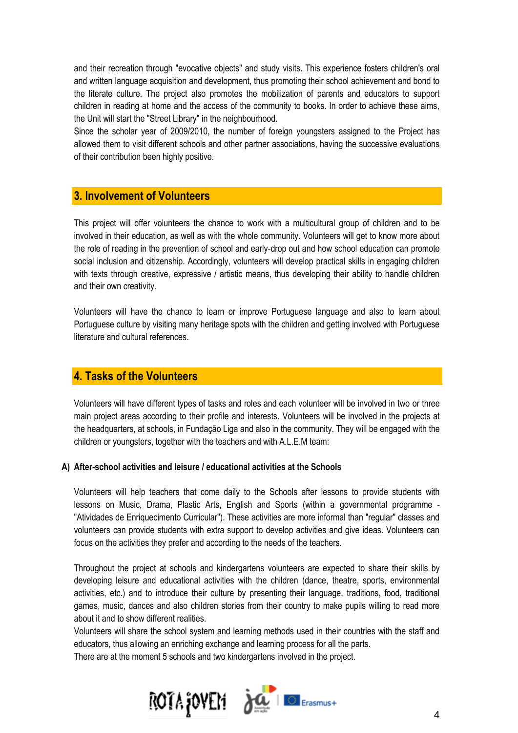and their recreation through "evocative objects" and study visits. This experience fosters children's oral and written language acquisition and development, thus promoting their school achievement and bond to the literate culture. The project also promotes the mobilization of parents and educators to support children in reading at home and the access of the community to books. In order to achieve these aims, the Unit will start the "Street Library" in the neighbourhood.
Since the scholar year of 2009/2010, the number of foreign youngsters assigned to the Project has allowed them to visit different schools and other partner associations, having the successive evaluations of their contribution been highly positive.

## 3. Involvement of Volunteers

This project will offer volunteers the chance to work with a multicultural group of children and to be involved in their education, as well as with the whole community. Volunteers will get to know more about the role of reading in the prevention of school and early-drop out and how school education can promote social inclusion and citizenship. Accordingly, volunteers will develop practical skills in engaging children with texts through creative, expressive / artistic means, thus developing their ability to handle children and their own creativity.

Volunteers will have the chance to learn or improve Portuguese language and also to learn about Portuguese culture by visiting many heritage spots with the children and getting involved with Portuguese literature and cultural references.

## 4. Tasks of the Volunteers

Volunteers will have different types of tasks and roles and each volunteer will be involved in two or three main project areas according to their profile and interests. Volunteers will be involved in the projects at the headquarters, at schools, in Fundação Liga and also in the community. They will be engaged with the children or youngsters, together with the teachers and with A.L.E.M team:

**A) After-school activities and leisure / educational activities at the Schools**

Volunteers will help teachers that come daily to the Schools after lessons to provide students with lessons on Music, Drama, Plastic Arts, English and Sports (within a governmental programme - "Atividades de Enriquecimento Curricular"). These activities are more informal than "regular" classes and volunteers can provide students with extra support to develop activities and give ideas. Volunteers can focus on the activities they prefer and according to the needs of the teachers.

Throughout the project at schools and kindergartens volunteers are expected to share their skills by developing leisure and educational activities with the children (dance, theatre, sports, environmental activities, etc.) and to introduce their culture by presenting their language, traditions, food, traditional games, music, dances and also children stories from their country to make pupils willing to read more about it and to show different realities.
Volunteers will share the school system and learning methods used in their countries with the staff and educators, thus allowing an enriching exchange and learning process for all the parts.
There are at the moment 5 schools and two kindergartens involved in the project.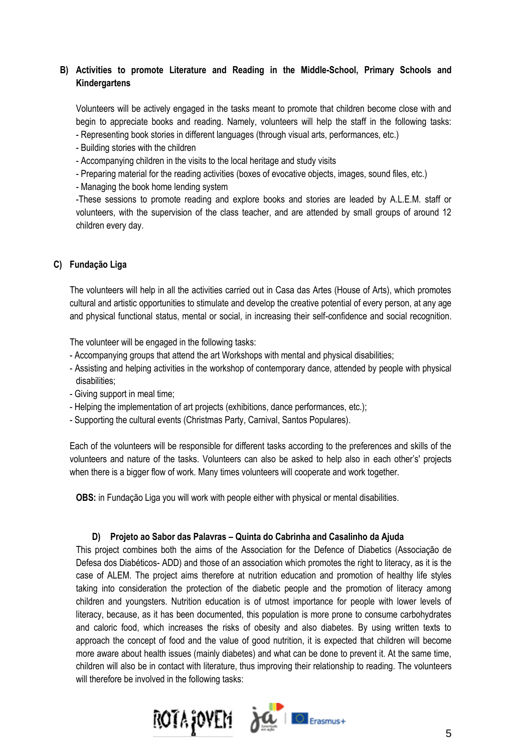### B) Activities to promote Literature and Reading in the Middle-School, Primary Schools and Kindergartens

Volunteers will be actively engaged in the tasks meant to promote that children become close with and begin to appreciate books and reading. Namely, volunteers will help the staff in the following tasks:

- Representing book stories in different languages (through visual arts, performances, etc.)
- Building stories with the children
- Accompanying children in the visits to the local heritage and study visits
- Preparing material for the reading activities (boxes of evocative objects, images, sound files, etc.)
- Managing the book home lending system

-These sessions to promote reading and explore books and stories are leaded by A.L.E.M. staff or volunteers, with the supervision of the class teacher, and are attended by small groups of around 12 children every day.

### C) Fundação Liga

The volunteers will help in all the activities carried out in Casa das Artes (House of Arts), which promotes cultural and artistic opportunities to stimulate and develop the creative potential of every person, at any age and physical functional status, mental or social, in increasing their self-confidence and social recognition.

The volunteer will be engaged in the following tasks:

- Accompanying groups that attend the art Workshops with mental and physical disabilities;
- Assisting and helping activities in the workshop of contemporary dance, attended by people with physical disabilities;
- Giving support in meal time;
- Helping the implementation of art projects (exhibitions, dance performances, etc.);
- Supporting the cultural events (Christmas Party, Carnival, Santos Populares).

Each of the volunteers will be responsible for different tasks according to the preferences and skills of the volunteers and nature of the tasks. Volunteers can also be asked to help also in each other's' projects when there is a bigger flow of work. Many times volunteers will cooperate and work together.

**OBS:** in Fundação Liga you will work with people either with physical or mental disabilities.

### D) Projeto ao Sabor das Palavras – Quinta do Cabrinha and Casalinho da Ajuda

This project combines both the aims of the Association for the Defence of Diabetics (Associação de Defesa dos Diabéticos- ADD) and those of an association which promotes the right to literacy, as it is the case of ALEM. The project aims therefore at nutrition education and promotion of healthy life styles taking into consideration the protection of the diabetic people and the promotion of literacy among children and youngsters. Nutrition education is of utmost importance for people with lower levels of literacy, because, as it has been documented, this population is more prone to consume carbohydrates and caloric food, which increases the risks of obesity and also diabetes. By using written texts to approach the concept of food and the value of good nutrition, it is expected that children will become more aware about health issues (mainly diabetes) and what can be done to prevent it. At the same time, children will also be in contact with literature, thus improving their relationship to reading. The volunteers will therefore be involved in the following tasks: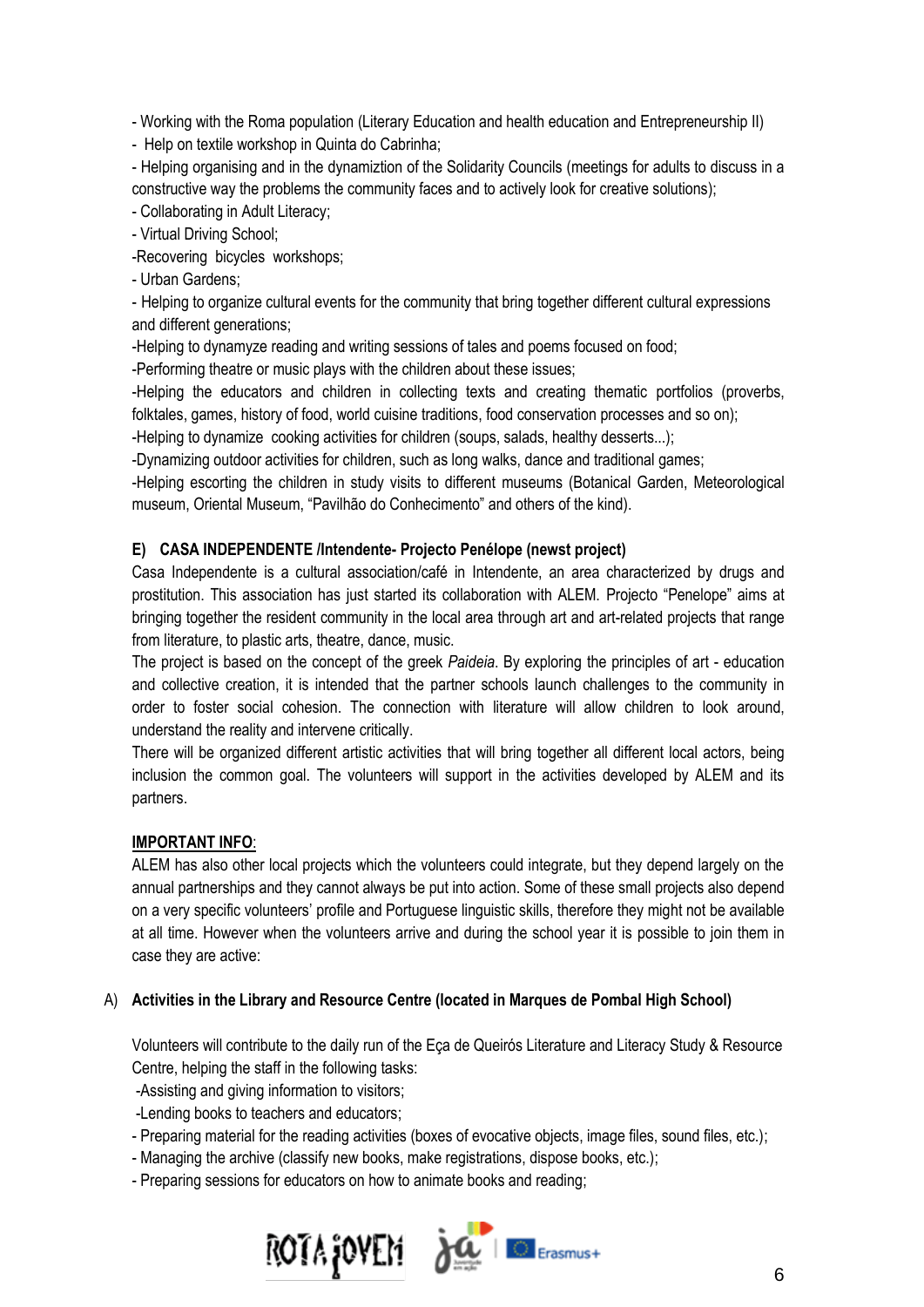- Working with the Roma population (Literary Education and health education and Entrepreneurship II)
- Help on textile workshop in Quinta do Cabrinha;
- Helping organising and in the dynamiztion of the Solidarity Councils (meetings for adults to discuss in a constructive way the problems the community faces and to actively look for creative solutions);
- Collaborating in Adult Literacy;
- Virtual Driving School;
-Recovering bicycles workshops;
- Urban Gardens;
- Helping to organize cultural events for the community that bring together different cultural expressions and different generations;
-Helping to dynamyze reading and writing sessions of tales and poems focused on food;
-Performing theatre or music plays with the children about these issues;
-Helping the educators and children in collecting texts and creating thematic portfolios (proverbs, folktales, games, history of food, world cuisine traditions, food conservation processes and so on);
-Helping to dynamize cooking activities for children (soups, salads, healthy desserts...);
-Dynamizing outdoor activities for children, such as long walks, dance and traditional games;
-Helping escorting the children in study visits to different museums (Botanical Garden, Meteorological museum, Oriental Museum, "Pavilhão do Conhecimento" and others of the kind).

**E) CASA INDEPENDENTE /Intendente- Projecto Penélope (newst project)**

Casa Independente is a cultural association/café in Intendente, an area characterized by drugs and prostitution. This association has just started its collaboration with ALEM. Projecto "Penelope" aims at bringing together the resident community in the local area through art and art-related projects that range from literature, to plastic arts, theatre, dance, music.

The project is based on the concept of the greek *Paideia*. By exploring the principles of art - education and collective creation, it is intended that the partner schools launch challenges to the community in order to foster social cohesion. The connection with literature will allow children to look around, understand the reality and intervene critically.

There will be organized different artistic activities that will bring together all different local actors, being inclusion the common goal. The volunteers will support in the activities developed by ALEM and its partners.

**IMPORTANT INFO**:

ALEM has also other local projects which the volunteers could integrate, but they depend largely on the annual partnerships and they cannot always be put into action. Some of these small projects also depend on a very specific volunteers' profile and Portuguese linguistic skills, therefore they might not be available at all time. However when the volunteers arrive and during the school year it is possible to join them in case they are active:

A) **Activities in the Library and Resource Centre (located in Marques de Pombal High School)**

Volunteers will contribute to the daily run of the Eça de Queirós Literature and Literacy Study & Resource Centre, helping the staff in the following tasks:

-Assisting and giving information to visitors;
-Lending books to teachers and educators;
- Preparing material for the reading activities (boxes of evocative objects, image files, sound files, etc.);
- Managing the archive (classify new books, make registrations, dispose books, etc.);
- Preparing sessions for educators on how to animate books and reading;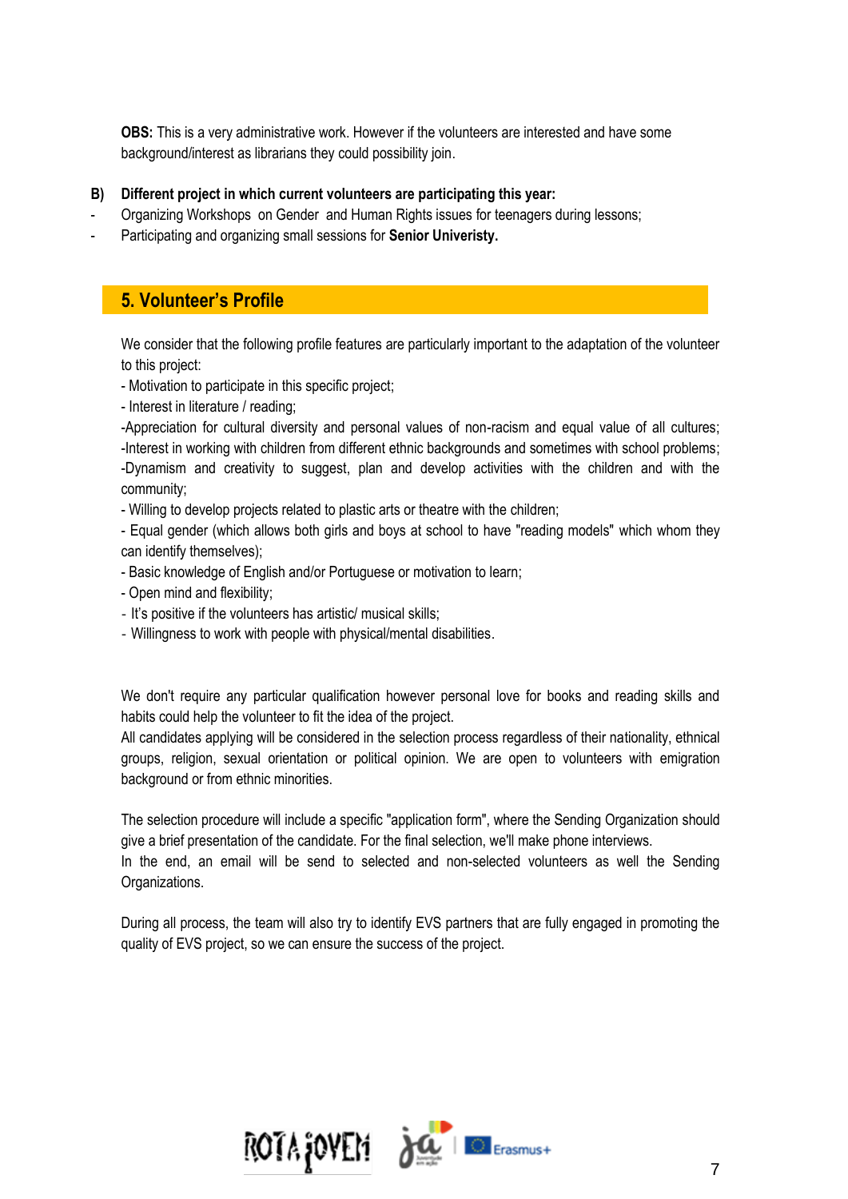**OBS:** This is a very administrative work. However if the volunteers are interested and have some background/interest as librarians they could possibility join.

**B) Different project in which current volunteers are participating this year:**

- Organizing Workshops on Gender and Human Rights issues for teenagers during lessons;
- Participating and organizing small sessions for **Senior Univeristy.**

## 5. Volunteer's Profile

We consider that the following profile features are particularly important to the adaptation of the volunteer to this project:

- Motivation to participate in this specific project;
- Interest in literature / reading;
-Appreciation for cultural diversity and personal values of non-racism and equal value of all cultures;
-Interest in working with children from different ethnic backgrounds and sometimes with school problems;
-Dynamism and creativity to suggest, plan and develop activities with the children and with the community;
- Willing to develop projects related to plastic arts or theatre with the children;
- Equal gender (which allows both girls and boys at school to have "reading models" which whom they can identify themselves);
- Basic knowledge of English and/or Portuguese or motivation to learn;
- Open mind and flexibility;
- It's positive if the volunteers has artistic/ musical skills;
- Willingness to work with people with physical/mental disabilities.

We don't require any particular qualification however personal love for books and reading skills and habits could help the volunteer to fit the idea of the project.
All candidates applying will be considered in the selection process regardless of their nationality, ethnical groups, religion, sexual orientation or political opinion. We are open to volunteers with emigration background or from ethnic minorities.

The selection procedure will include a specific "application form", where the Sending Organization should give a brief presentation of the candidate. For the final selection, we'll make phone interviews.
In the end, an email will be send to selected and non-selected volunteers as well the Sending Organizations.

During all process, the team will also try to identify EVS partners that are fully engaged in promoting the quality of EVS project, so we can ensure the success of the project.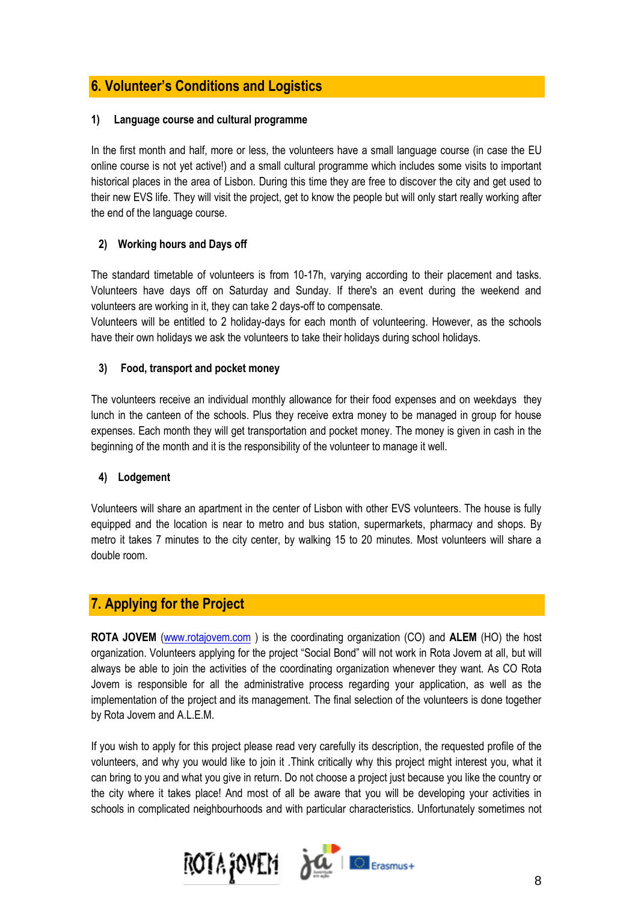## 6. Volunteer's Conditions and Logistics

### 1) Language course and cultural programme

In the first month and half, more or less, the volunteers have a small language course (in case the EU online course is not yet active!) and a small cultural programme which includes some visits to important historical places in the area of Lisbon. During this time they are free to discover the city and get used to their new EVS life. They will visit the project, get to know the people but will only start really working after the end of the language course.

### 2) Working hours and Days off

The standard timetable of volunteers is from 10-17h, varying according to their placement and tasks. Volunteers have days off on Saturday and Sunday. If there's an event during the weekend and volunteers are working in it, they can take 2 days-off to compensate.
Volunteers will be entitled to 2 holiday-days for each month of volunteering. However, as the schools have their own holidays we ask the volunteers to take their holidays during school holidays.

### 3) Food, transport and pocket money

The volunteers receive an individual monthly allowance for their food expenses and on weekdays they lunch in the canteen of the schools. Plus they receive extra money to be managed in group for house expenses. Each month they will get transportation and pocket money. The money is given in cash in the beginning of the month and it is the responsibility of the volunteer to manage it well.

### 4) Lodgement

Volunteers will share an apartment in the center of Lisbon with other EVS volunteers. The house is fully equipped and the location is near to metro and bus station, supermarkets, pharmacy and shops. By metro it takes 7 minutes to the city center, by walking 15 to 20 minutes. Most volunteers will share a double room.

## 7. Applying for the Project

**ROTA JOVEM** (www.rotajovem.com ) is the coordinating organization (CO) and **ALEM** (HO) the host organization. Volunteers applying for the project "Social Bond" will not work in Rota Jovem at all, but will always be able to join the activities of the coordinating organization whenever they want. As CO Rota Jovem is responsible for all the administrative process regarding your application, as well as the implementation of the project and its management. The final selection of the volunteers is done together by Rota Jovem and A.L.E.M.

If you wish to apply for this project please read very carefully its description, the requested profile of the volunteers, and why you would like to join it .Think critically why this project might interest you, what it can bring to you and what you give in return. Do not choose a project just because you like the country or the city where it takes place! And most of all be aware that you will be developing your activities in schools in complicated neighbourhoods and with particular characteristics. Unfortunately sometimes not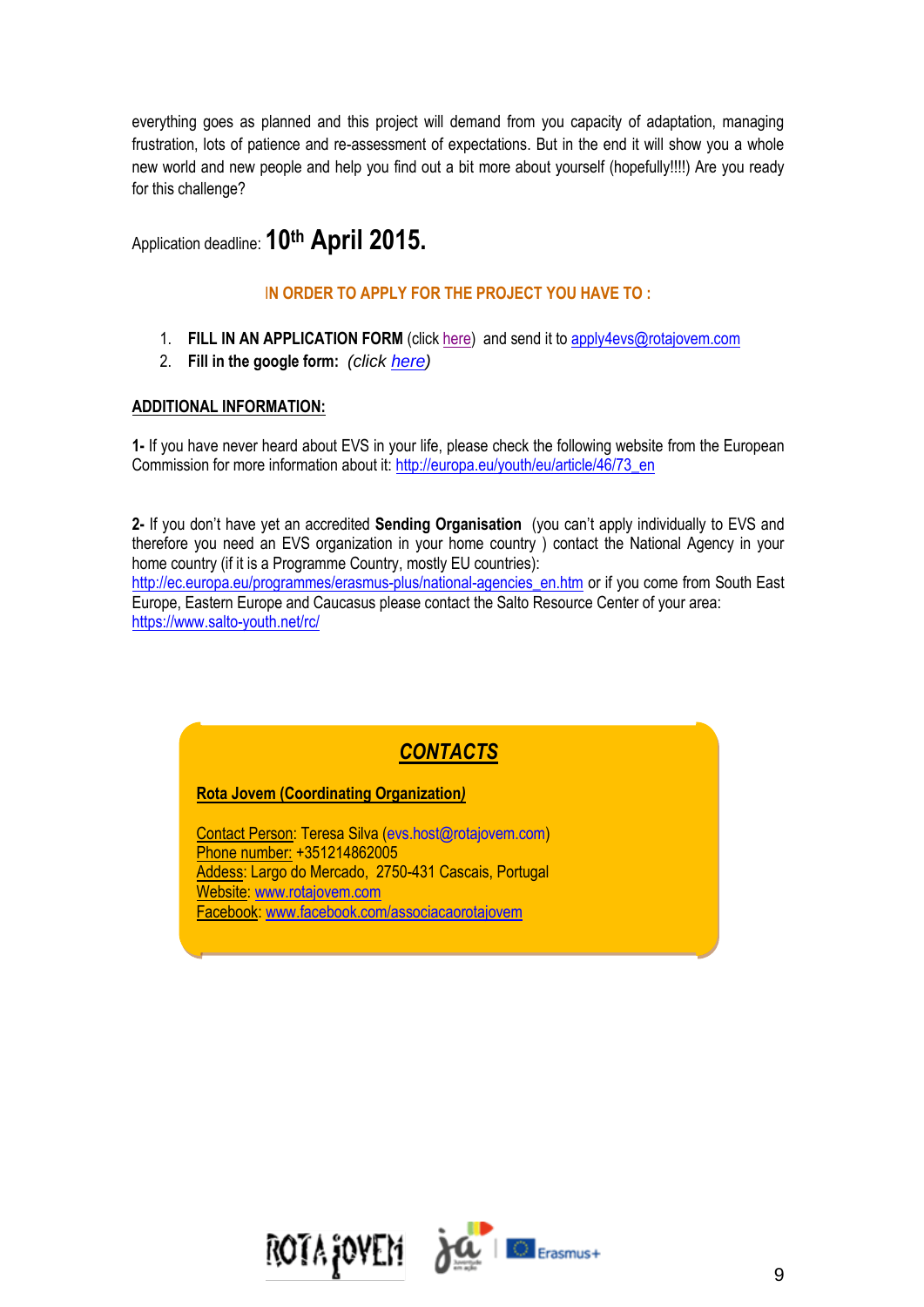everything goes as planned and this project will demand from you capacity of adaptation, managing frustration, lots of patience and re-assessment of expectations. But in the end it will show you a whole new world and new people and help you find out a bit more about yourself (hopefully!!!!) Are you ready for this challenge?

Application deadline: **10th April 2015.**

**IN ORDER TO APPLY FOR THE PROJECT YOU HAVE TO :**

1. **FILL IN AN APPLICATION FORM** (click here) and send it to apply4evs@rotajovem.com
2. **Fill in the google form:** *(click here)*

**ADDITIONAL INFORMATION:**

**1-** If you have never heard about EVS in your life, please check the following website from the European Commission for more information about it: http://europa.eu/youth/eu/article/46/73_en

**2-** If you don't have yet an accredited **Sending Organisation** (you can't apply individually to EVS and therefore you need an EVS organization in your home country ) contact the National Agency in your home country (if it is a Programme Country, mostly EU countries):
http://ec.europa.eu/programmes/erasmus-plus/national-agencies_en.htm or if you come from South East Europe, Eastern Europe and Caucasus please contact the Salto Resource Center of your area:
https://www.salto-youth.net/rc/

## *CONTACTS*

**Rota Jovem (Coordinating Organization)**

Contact Person: Teresa Silva (evs.host@rotajovem.com)
Phone number: +351214862005
Addess: Largo do Mercado, 2750-431 Cascais, Portugal
Website: www.rotajovem.com
Facebook: www.facebook.com/associacaorotajovem